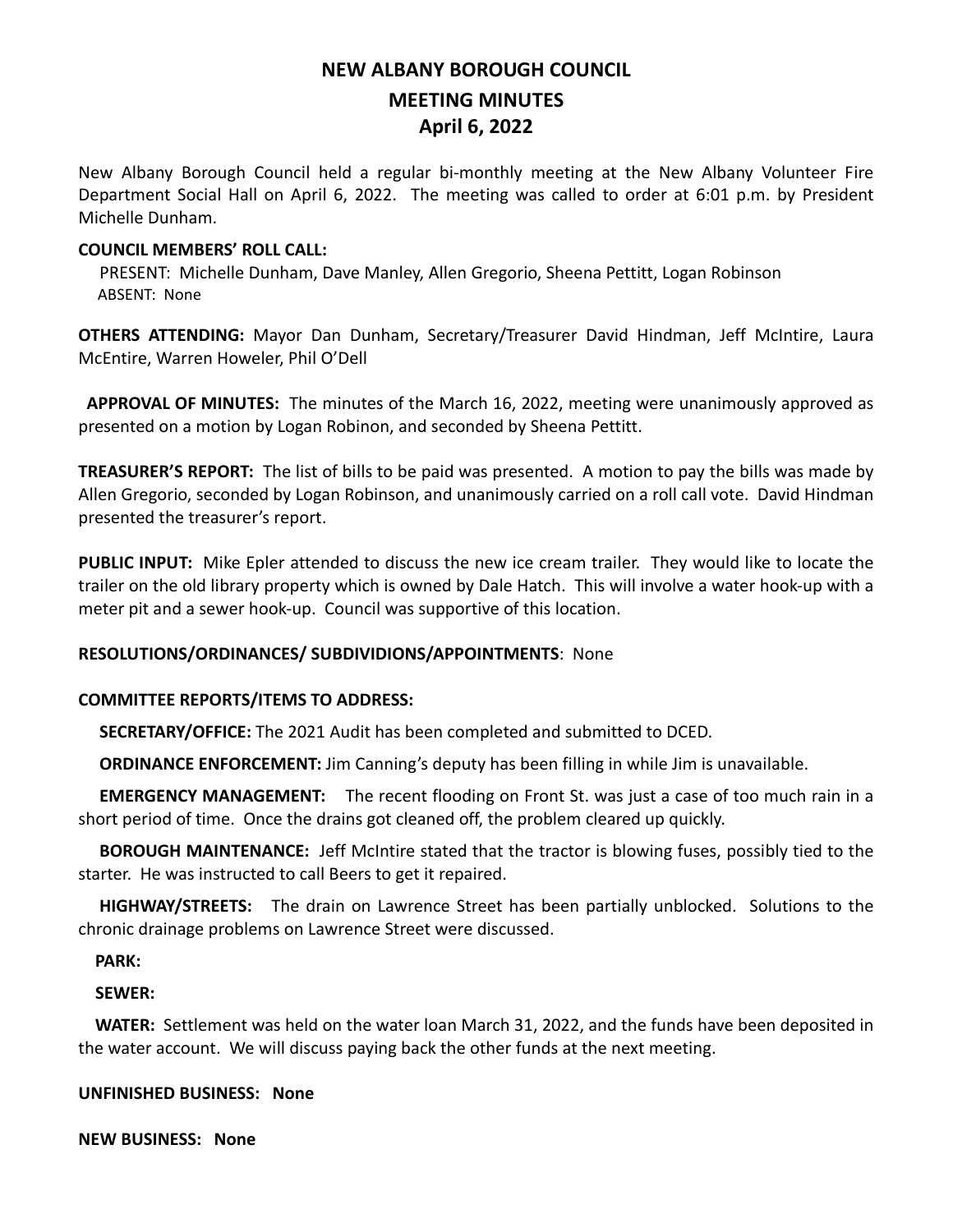# NEW ALBANY BOROUGH COUNCIL
## MEETING MINUTES
## April 6, 2022

New Albany Borough Council held a regular bi-monthly meeting at the New Albany Volunteer Fire Department Social Hall on April 6, 2022. The meeting was called to order at 6:01 p.m. by President Michelle Dunham.

**COUNCIL MEMBERS' ROLL CALL:**

PRESENT: Michelle Dunham, Dave Manley, Allen Gregorio, Sheena Pettitt, Logan Robinson
ABSENT: None

**OTHERS ATTENDING:** Mayor Dan Dunham, Secretary/Treasurer David Hindman, Jeff McIntire, Laura McEntire, Warren Howeler, Phil O'Dell

**APPROVAL OF MINUTES:** The minutes of the March 16, 2022, meeting were unanimously approved as presented on a motion by Logan Robinon, and seconded by Sheena Pettitt.

**TREASURER'S REPORT:** The list of bills to be paid was presented. A motion to pay the bills was made by Allen Gregorio, seconded by Logan Robinson, and unanimously carried on a roll call vote. David Hindman presented the treasurer's report.

**PUBLIC INPUT:** Mike Epler attended to discuss the new ice cream trailer. They would like to locate the trailer on the old library property which is owned by Dale Hatch. This will involve a water hook-up with a meter pit and a sewer hook-up. Council was supportive of this location.

**RESOLUTIONS/ORDINANCES/ SUBDIVIDIONS/APPOINTMENTS**: None

**COMMITTEE REPORTS/ITEMS TO ADDRESS:**

**SECRETARY/OFFICE:** The 2021 Audit has been completed and submitted to DCED.

**ORDINANCE ENFORCEMENT:** Jim Canning's deputy has been filling in while Jim is unavailable.

**EMERGENCY MANAGEMENT:** The recent flooding on Front St. was just a case of too much rain in a short period of time. Once the drains got cleaned off, the problem cleared up quickly.

**BOROUGH MAINTENANCE:** Jeff McIntire stated that the tractor is blowing fuses, possibly tied to the starter. He was instructed to call Beers to get it repaired.

**HIGHWAY/STREETS:** The drain on Lawrence Street has been partially unblocked. Solutions to the chronic drainage problems on Lawrence Street were discussed.

**PARK:**

**SEWER:**

**WATER:** Settlement was held on the water loan March 31, 2022, and the funds have been deposited in the water account. We will discuss paying back the other funds at the next meeting.

**UNFINISHED BUSINESS: None**

**NEW BUSINESS: None**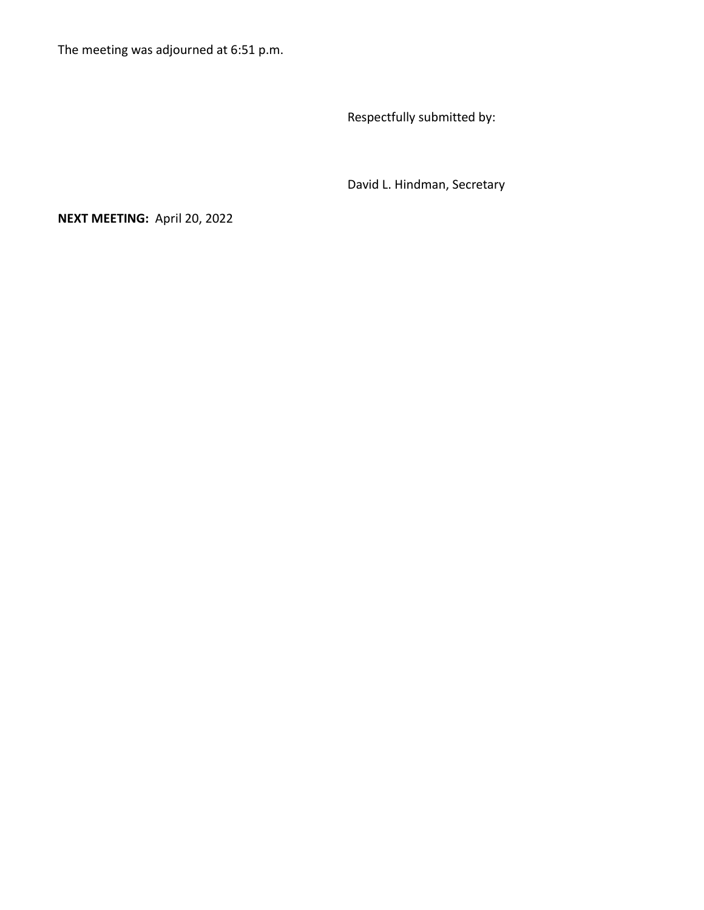The meeting was adjourned at 6:51 p.m.

Respectfully submitted by:

David L. Hindman, Secretary

**NEXT MEETING:** April 20, 2022